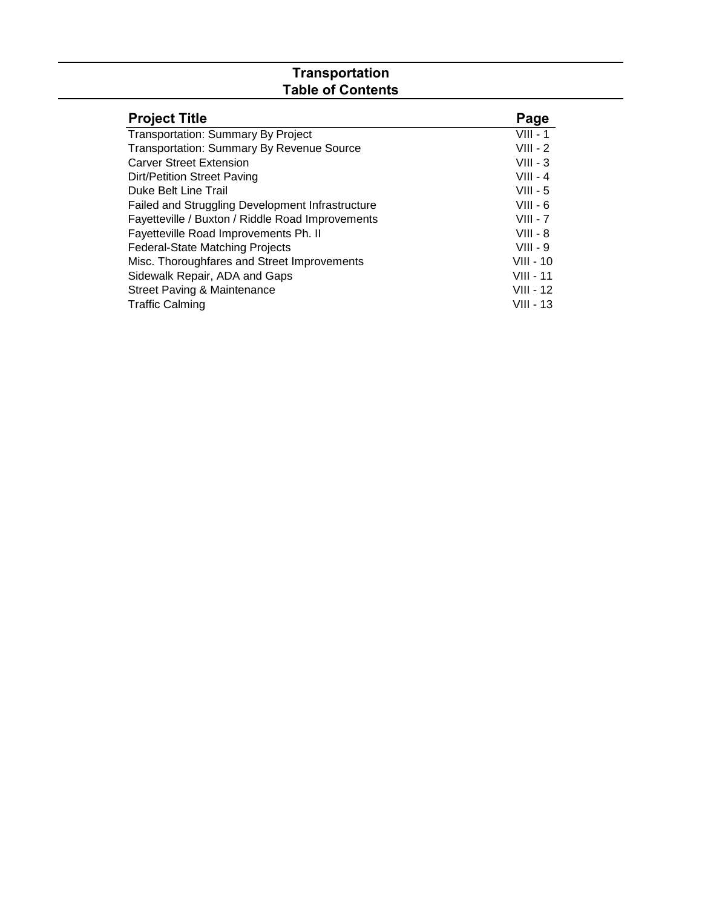# Transportation
## Table of Contents

| Project Title | Page |
|---|---|
| Transportation: Summary By Project | VIII - 1 |
| Transportation: Summary By Revenue Source | VIII - 2 |
| Carver Street Extension | VIII - 3 |
| Dirt/Petition Street Paving | VIII - 4 |
| Duke Belt Line Trail | VIII - 5 |
| Failed and Struggling Development Infrastructure | VIII - 6 |
| Fayetteville / Buxton / Riddle Road Improvements | VIII - 7 |
| Fayetteville Road Improvements Ph. II | VIII - 8 |
| Federal-State Matching Projects | VIII - 9 |
| Misc. Thoroughfares and Street Improvements | VIII - 10 |
| Sidewalk Repair, ADA and Gaps | VIII - 11 |
| Street Paving & Maintenance | VIII - 12 |
| Traffic Calming | VIII - 13 |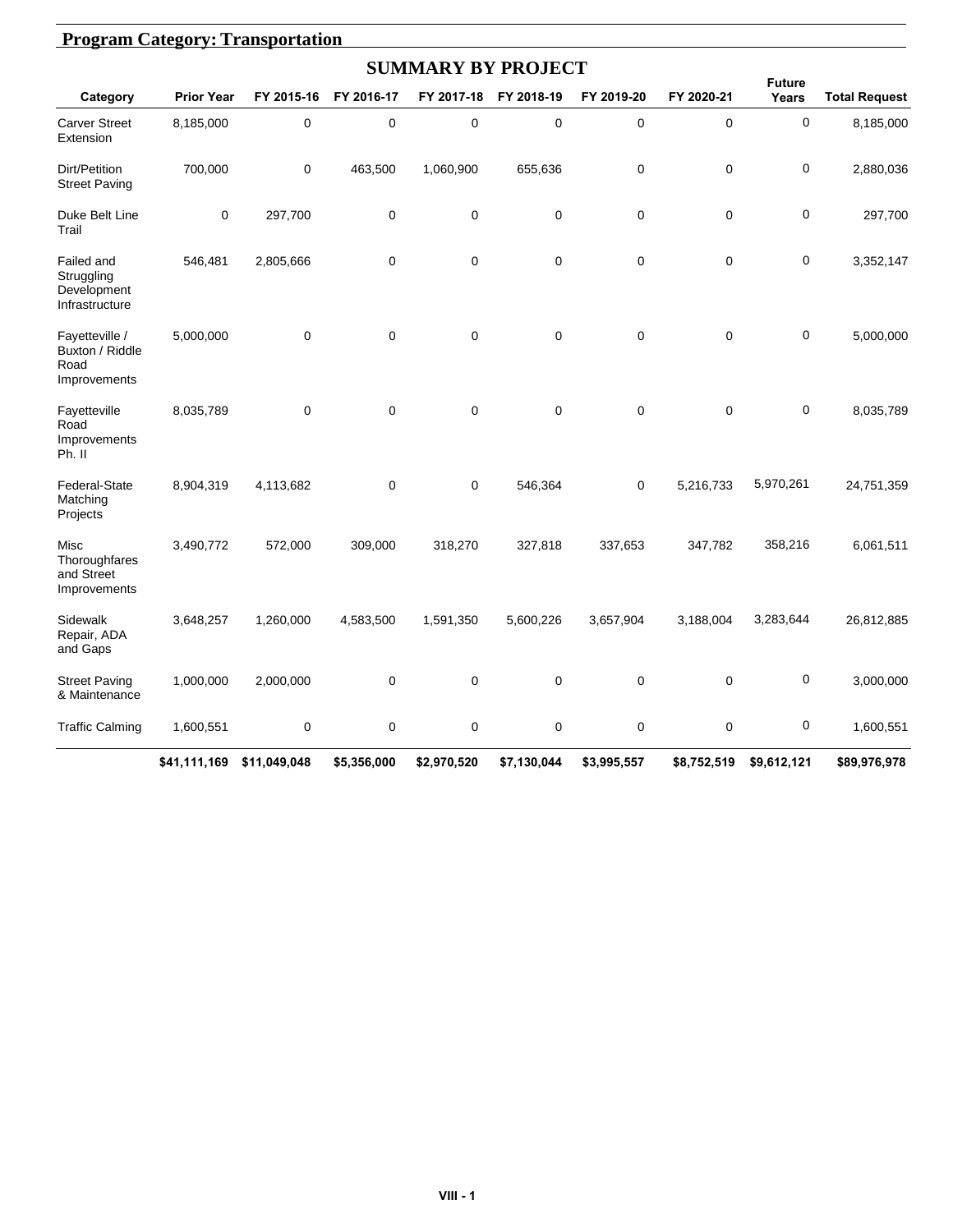## Program Category: Transportation

### SUMMARY BY PROJECT

| Category | Prior Year | FY 2015-16 | FY 2016-17 | FY 2017-18 | FY 2018-19 | FY 2019-20 | FY 2020-21 | Future Years | Total Request |
|---|---|---|---|---|---|---|---|---|---|
| Carver Street Extension | 8,185,000 | 0 | 0 | 0 | 0 | 0 | 0 | 0 | 8,185,000 |
| Dirt/Petition Street Paving | 700,000 | 0 | 463,500 | 1,060,900 | 655,636 | 0 | 0 | 0 | 2,880,036 |
| Duke Belt Line Trail | 0 | 297,700 | 0 | 0 | 0 | 0 | 0 | 0 | 297,700 |
| Failed and Struggling Development Infrastructure | 546,481 | 2,805,666 | 0 | 0 | 0 | 0 | 0 | 0 | 3,352,147 |
| Fayetteville / Buxton / Riddle Road Improvements | 5,000,000 | 0 | 0 | 0 | 0 | 0 | 0 | 0 | 5,000,000 |
| Fayetteville Road Improvements Ph. II | 8,035,789 | 0 | 0 | 0 | 0 | 0 | 0 | 0 | 8,035,789 |
| Federal-State Matching Projects | 8,904,319 | 4,113,682 | 0 | 0 | 546,364 | 0 | 5,216,733 | 5,970,261 | 24,751,359 |
| Misc Thoroughfares and Street Improvements | 3,490,772 | 572,000 | 309,000 | 318,270 | 327,818 | 337,653 | 347,782 | 358,216 | 6,061,511 |
| Sidewalk Repair, ADA and Gaps | 3,648,257 | 1,260,000 | 4,583,500 | 1,591,350 | 5,600,226 | 3,657,904 | 3,188,004 | 3,283,644 | 26,812,885 |
| Street Paving & Maintenance | 1,000,000 | 2,000,000 | 0 | 0 | 0 | 0 | 0 | 0 | 3,000,000 |
| Traffic Calming | 1,600,551 | 0 | 0 | 0 | 0 | 0 | 0 | 0 | 1,600,551 |
| | **$41,111,169** | **$11,049,048** | **$5,356,000** | **$2,970,520** | **$7,130,044** | **$3,995,557** | **$8,752,519** | **$9,612,121** | **$89,976,978** |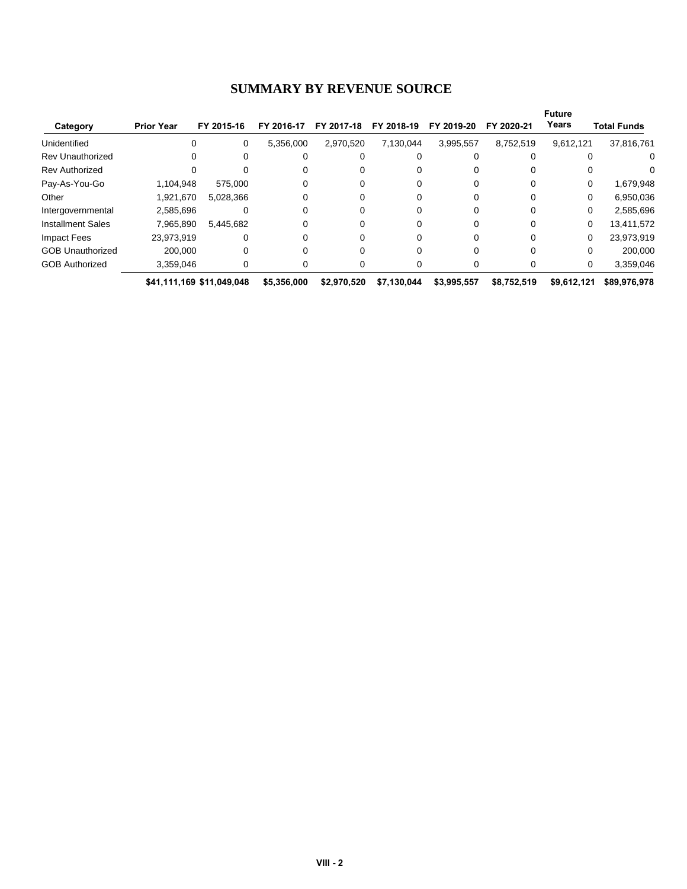# SUMMARY BY REVENUE SOURCE

| Category | Prior Year | FY 2015-16 | FY 2016-17 | FY 2017-18 | FY 2018-19 | FY 2019-20 | FY 2020-21 | Future Years | Total Funds |
|---|---|---|---|---|---|---|---|---|---|
| Unidentified | 0 | 0 | 5,356,000 | 2,970,520 | 7,130,044 | 3,995,557 | 8,752,519 | 9,612,121 | 37,816,761 |
| Rev Unauthorized | 0 | 0 | 0 | 0 | 0 | 0 | 0 | 0 | 0 |
| Rev Authorized | 0 | 0 | 0 | 0 | 0 | 0 | 0 | 0 | 0 |
| Pay-As-You-Go | 1,104,948 | 575,000 | 0 | 0 | 0 | 0 | 0 | 0 | 1,679,948 |
| Other | 1,921,670 | 5,028,366 | 0 | 0 | 0 | 0 | 0 | 0 | 6,950,036 |
| Intergovernmental | 2,585,696 | 0 | 0 | 0 | 0 | 0 | 0 | 0 | 2,585,696 |
| Installment Sales | 7,965,890 | 5,445,682 | 0 | 0 | 0 | 0 | 0 | 0 | 13,411,572 |
| Impact Fees | 23,973,919 | 0 | 0 | 0 | 0 | 0 | 0 | 0 | 23,973,919 |
| GOB Unauthorized | 200,000 | 0 | 0 | 0 | 0 | 0 | 0 | 0 | 200,000 |
| GOB Authorized | 3,359,046 | 0 | 0 | 0 | 0 | 0 | 0 | 0 | 3,359,046 |
| | **$41,111,169** | **$11,049,048** | **$5,356,000** | **$2,970,520** | **$7,130,044** | **$3,995,557** | **$8,752,519** | **$9,612,121** | **$89,976,978** |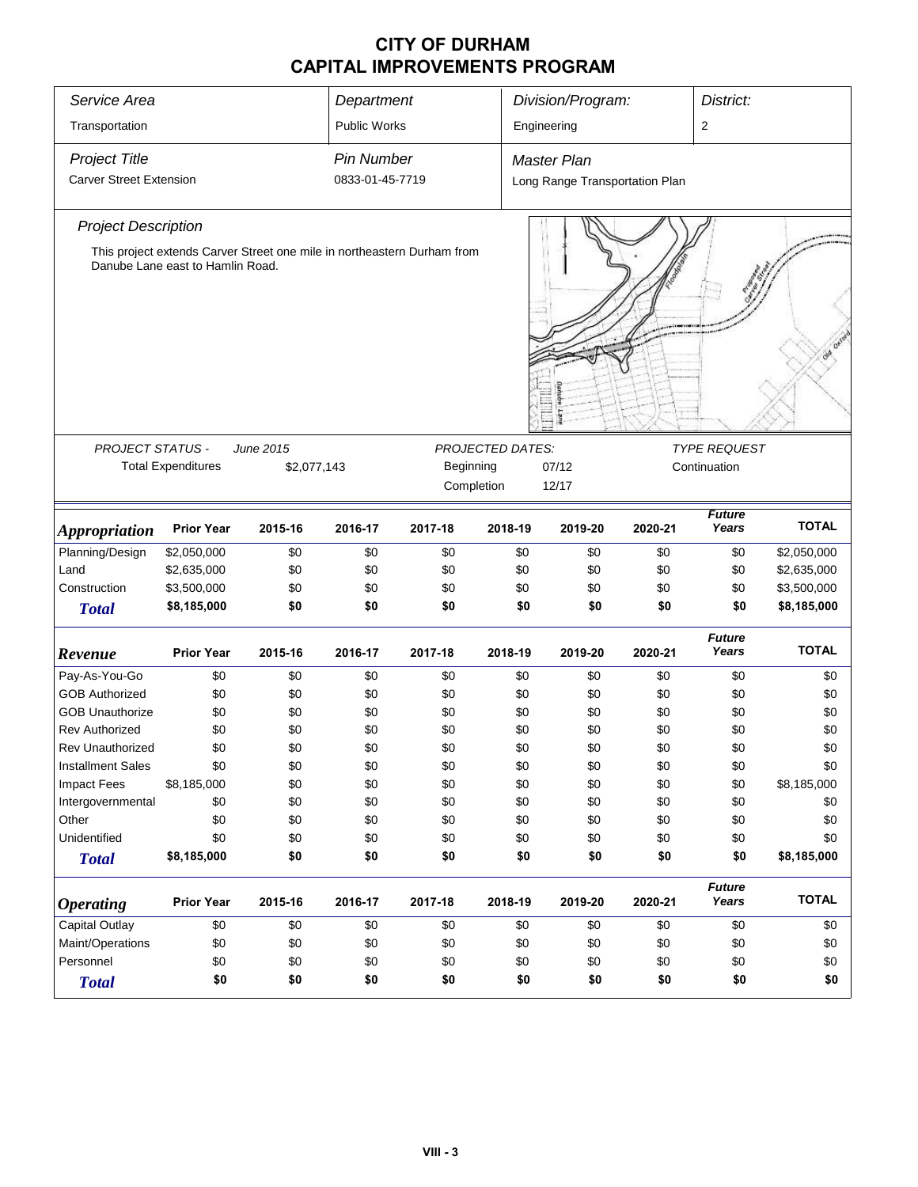# CITY OF DURHAM
# CAPITAL IMPROVEMENTS PROGRAM

| | | | |
|---|---|---|---|
| *Service Area* | *Department* | *Division/Program:* | *District:* |
| Transportation | Public Works | Engineering | 2 |
| *Project Title* | *Pin Number* | *Master Plan* | |
| Carver Street Extension | 0833-01-45-7719 | Long Range Transportation Plan | |

*Project Description*

This project extends Carver Street one mile in northeastern Durham from Danube Lane east to Hamlin Road.

| | | | |
|---|---|---|---|
| *PROJECT STATUS -* June 2015 | *PROJECTED DATES:* | | *TYPE REQUEST* |
| Total Expenditures $2,077,143 | Beginning | 07/12 | Continuation |
| | Completion | 12/17 | |

| *Appropriation* | Prior Year | 2015-16 | 2016-17 | 2017-18 | 2018-19 | 2019-20 | 2020-21 | Future Years | TOTAL |
|---|---|---|---|---|---|---|---|---|---|
| Planning/Design | $2,050,000 | $0 | $0 | $0 | $0 | $0 | $0 | $0 | $2,050,000 |
| Land | $2,635,000 | $0 | $0 | $0 | $0 | $0 | $0 | $0 | $2,635,000 |
| Construction | $3,500,000 | $0 | $0 | $0 | $0 | $0 | $0 | $0 | $3,500,000 |
| **Total** | **$8,185,000** | **$0** | **$0** | **$0** | **$0** | **$0** | **$0** | **$0** | **$8,185,000** |

| *Revenue* | Prior Year | 2015-16 | 2016-17 | 2017-18 | 2018-19 | 2019-20 | 2020-21 | Future Years | TOTAL |
|---|---|---|---|---|---|---|---|---|---|
| Pay-As-You-Go | $0 | $0 | $0 | $0 | $0 | $0 | $0 | $0 | $0 |
| GOB Authorized | $0 | $0 | $0 | $0 | $0 | $0 | $0 | $0 | $0 |
| GOB Unauthorize | $0 | $0 | $0 | $0 | $0 | $0 | $0 | $0 | $0 |
| Rev Authorized | $0 | $0 | $0 | $0 | $0 | $0 | $0 | $0 | $0 |
| Rev Unauthorized | $0 | $0 | $0 | $0 | $0 | $0 | $0 | $0 | $0 |
| Installment Sales | $0 | $0 | $0 | $0 | $0 | $0 | $0 | $0 | $0 |
| Impact Fees | $8,185,000 | $0 | $0 | $0 | $0 | $0 | $0 | $0 | $8,185,000 |
| Intergovernmental | $0 | $0 | $0 | $0 | $0 | $0 | $0 | $0 | $0 |
| Other | $0 | $0 | $0 | $0 | $0 | $0 | $0 | $0 | $0 |
| Unidentified | $0 | $0 | $0 | $0 | $0 | $0 | $0 | $0 | $0 |
| **Total** | **$8,185,000** | **$0** | **$0** | **$0** | **$0** | **$0** | **$0** | **$0** | **$8,185,000** |

| *Operating* | Prior Year | 2015-16 | 2016-17 | 2017-18 | 2018-19 | 2019-20 | 2020-21 | Future Years | TOTAL |
|---|---|---|---|---|---|---|---|---|---|
| Capital Outlay | $0 | $0 | $0 | $0 | $0 | $0 | $0 | $0 | $0 |
| Maint/Operations | $0 | $0 | $0 | $0 | $0 | $0 | $0 | $0 | $0 |
| Personnel | $0 | $0 | $0 | $0 | $0 | $0 | $0 | $0 | $0 |
| **Total** | **$0** | **$0** | **$0** | **$0** | **$0** | **$0** | **$0** | **$0** | **$0** |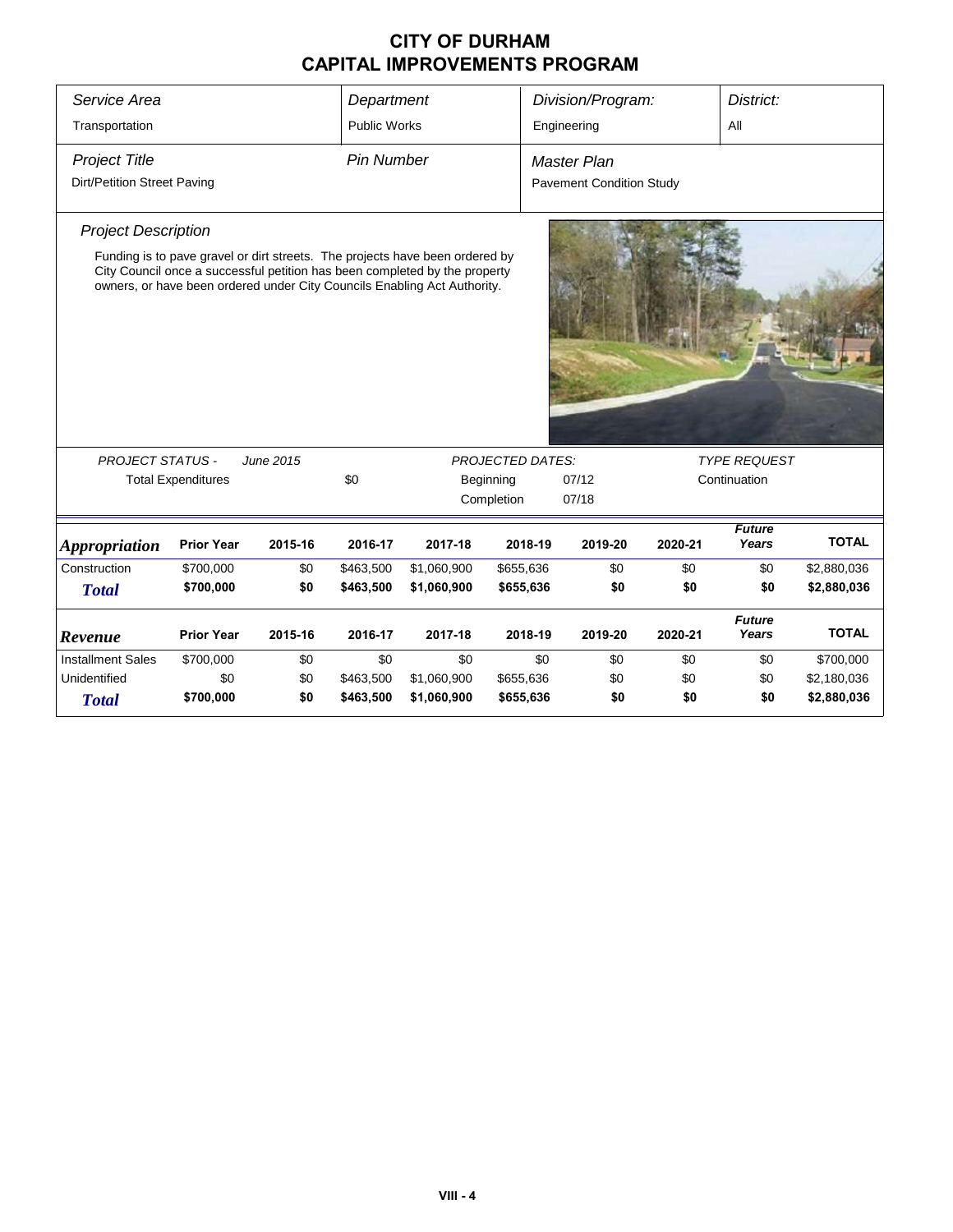# CITY OF DURHAM
# CAPITAL IMPROVEMENTS PROGRAM

| *Service Area* | *Department* | *Division/Program:* | *District:* |
|---|---|---|---|
| Transportation | Public Works | Engineering | All |

| *Project Title* | *Pin Number* | *Master Plan* |
|---|---|---|
| Dirt/Petition Street Paving | | Pavement Condition Study |

*Project Description*

Funding is to pave gravel or dirt streets. The projects have been ordered by City Council once a successful petition has been completed by the property owners, or have been ordered under City Councils Enabling Act Authority.

| *PROJECT STATUS -* | *June 2015* | | *PROJECTED DATES:* | | *TYPE REQUEST* |
|---|---|---|---|---|---|
| Total Expenditures | | $0 | Beginning | 07/12 | Continuation |
| | | | Completion | 07/18 | |

| *Appropriation* | Prior Year | 2015-16 | 2016-17 | 2017-18 | 2018-19 | 2019-20 | 2020-21 | *Future Years* | TOTAL |
|---|---|---|---|---|---|---|---|---|---|
| Construction | $700,000 | $0 | $463,500 | $1,060,900 | $655,636 | $0 | $0 | $0 | $2,880,036 |
| ***Total*** | **$700,000** | **$0** | **$463,500** | **$1,060,900** | **$655,636** | **$0** | **$0** | **$0** | **$2,880,036** |

| *Revenue* | Prior Year | 2015-16 | 2016-17 | 2017-18 | 2018-19 | 2019-20 | 2020-21 | *Future Years* | TOTAL |
|---|---|---|---|---|---|---|---|---|---|
| Installment Sales | $700,000 | $0 | $0 | $0 | $0 | $0 | $0 | $0 | $700,000 |
| Unidentified | $0 | $0 | $463,500 | $1,060,900 | $655,636 | $0 | $0 | $0 | $2,180,036 |
| ***Total*** | **$700,000** | **$0** | **$463,500** | **$1,060,900** | **$655,636** | **$0** | **$0** | **$0** | **$2,880,036** |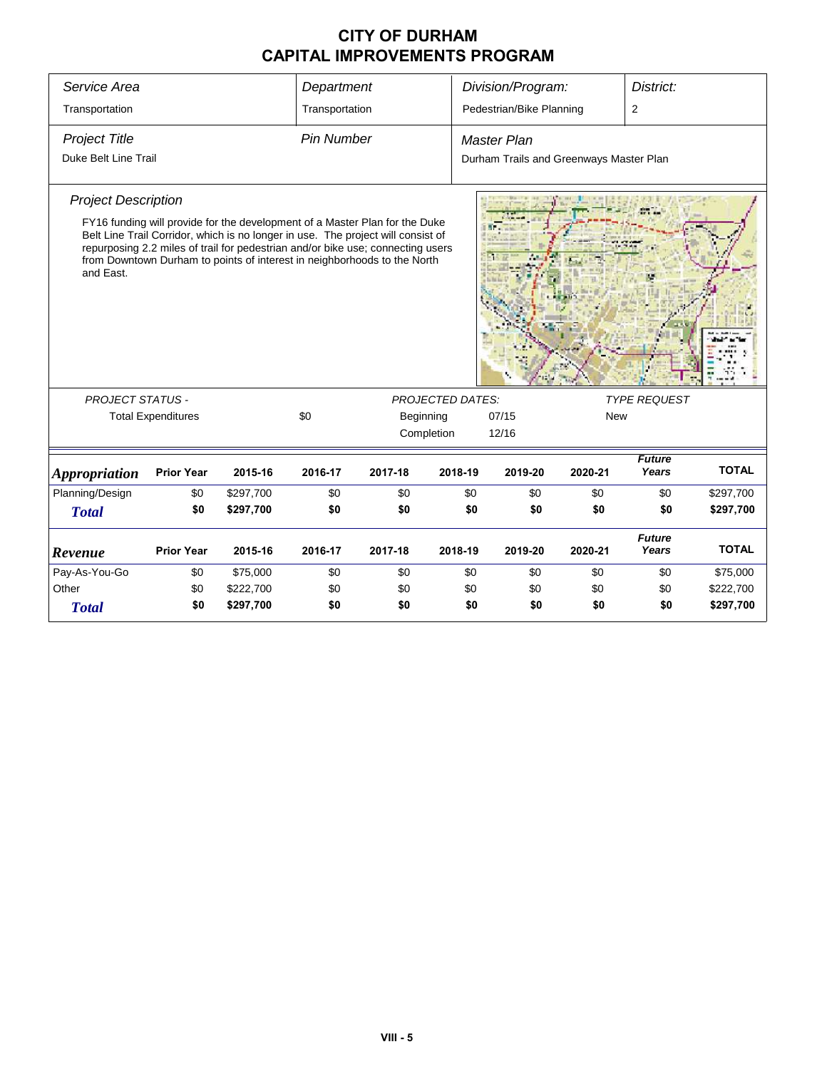# CITY OF DURHAM
# CAPITAL IMPROVEMENTS PROGRAM

| *Service Area* | *Department* | *Division/Program:* | *District:* |
|---|---|---|---|
| Transportation | Transportation | Pedestrian/Bike Planning | 2 |

| *Project Title* | *Pin Number* | *Master Plan* |
|---|---|---|
| Duke Belt Line Trail | | Durham Trails and Greenways Master Plan |

*Project Description*

FY16 funding will provide for the development of a Master Plan for the Duke Belt Line Trail Corridor, which is no longer in use. The project will consist of repurposing 2.2 miles of trail for pedestrian and/or bike use; connecting users from Downtown Durham to points of interest in neighborhoods to the North and East.

| *PROJECT STATUS -* | | *PROJECTED DATES:* | | *TYPE REQUEST* |
|---|---|---|---|---|
| Total Expenditures | $0 | Beginning | 07/15 | New |
| | | Completion | 12/16 | |

| *Appropriation* | Prior Year | 2015-16 | 2016-17 | 2017-18 | 2018-19 | 2019-20 | 2020-21 | *Future Years* | TOTAL |
|---|---|---|---|---|---|---|---|---|---|
| Planning/Design | $0 | $297,700 | $0 | $0 | $0 | $0 | $0 | $0 | $297,700 |
| ***Total*** | **$0** | **$297,700** | **$0** | **$0** | **$0** | **$0** | **$0** | **$0** | **$297,700** |

| *Revenue* | Prior Year | 2015-16 | 2016-17 | 2017-18 | 2018-19 | 2019-20 | 2020-21 | *Future Years* | TOTAL |
|---|---|---|---|---|---|---|---|---|---|
| Pay-As-You-Go | $0 | $75,000 | $0 | $0 | $0 | $0 | $0 | $0 | $75,000 |
| Other | $0 | $222,700 | $0 | $0 | $0 | $0 | $0 | $0 | $222,700 |
| ***Total*** | **$0** | **$297,700** | **$0** | **$0** | **$0** | **$0** | **$0** | **$0** | **$297,700** |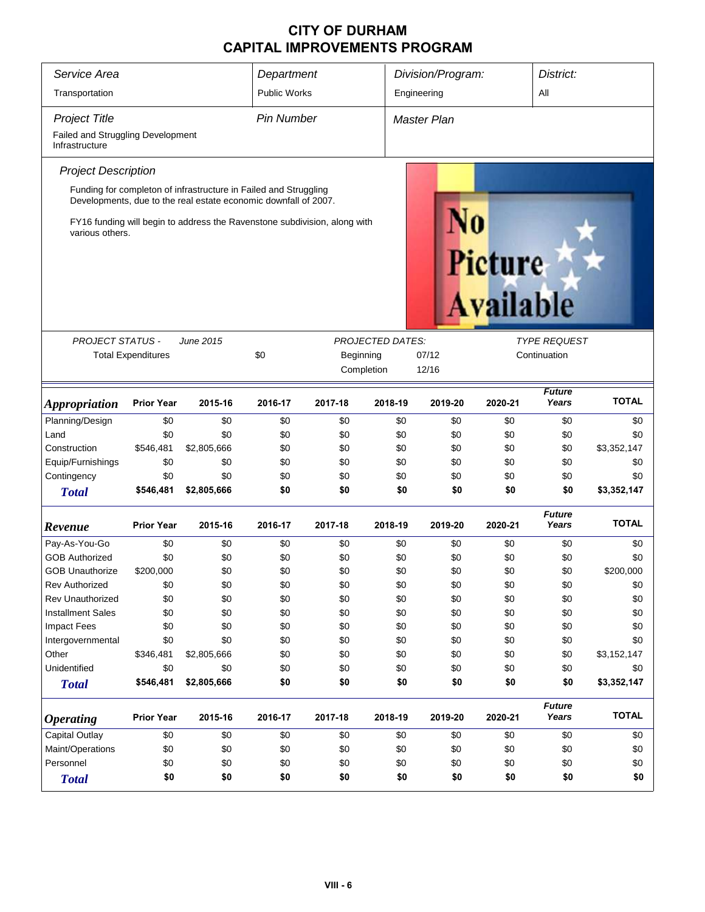# CITY OF DURHAM
# CAPITAL IMPROVEMENTS PROGRAM

| *Service Area* | *Department* | *Division/Program:* | *District:* |
|---|---|---|---|
| Transportation | Public Works | Engineering | All |

| *Project Title* | *Pin Number* | *Master Plan* |
|---|---|---|
| Failed and Struggling Development Infrastructure | | |

### *Project Description*

Funding for completon of infrastructure in Failed and Struggling Developments, due to the real estate economic downfall of 2007.

FY16 funding will begin to address the Ravenstone subdivision, along with various others.

| *PROJECT STATUS -* | *June 2015* | *PROJECTED DATES:* | | *TYPE REQUEST* |
|---|---|---|---|---|
| Total Expenditures | $0 | Beginning | 07/12 | Continuation |
| | | Completion | 12/16 | |

| *Appropriation* | Prior Year | 2015-16 | 2016-17 | 2017-18 | 2018-19 | 2019-20 | 2020-21 | *Future Years* | TOTAL |
|---|---|---|---|---|---|---|---|---|---|
| Planning/Design | $0 | $0 | $0 | $0 | $0 | $0 | $0 | $0 | $0 |
| Land | $0 | $0 | $0 | $0 | $0 | $0 | $0 | $0 | $0 |
| Construction | $546,481 | $2,805,666 | $0 | $0 | $0 | $0 | $0 | $0 | $3,352,147 |
| Equip/Furnishings | $0 | $0 | $0 | $0 | $0 | $0 | $0 | $0 | $0 |
| Contingency | $0 | $0 | $0 | $0 | $0 | $0 | $0 | $0 | $0 |
| ***Total*** | **$546,481** | **$2,805,666** | **$0** | **$0** | **$0** | **$0** | **$0** | **$0** | **$3,352,147** |

| *Revenue* | Prior Year | 2015-16 | 2016-17 | 2017-18 | 2018-19 | 2019-20 | 2020-21 | *Future Years* | TOTAL |
|---|---|---|---|---|---|---|---|---|---|
| Pay-As-You-Go | $0 | $0 | $0 | $0 | $0 | $0 | $0 | $0 | $0 |
| GOB Authorized | $0 | $0 | $0 | $0 | $0 | $0 | $0 | $0 | $0 |
| GOB Unauthorize | $200,000 | $0 | $0 | $0 | $0 | $0 | $0 | $0 | $200,000 |
| Rev Authorized | $0 | $0 | $0 | $0 | $0 | $0 | $0 | $0 | $0 |
| Rev Unauthorized | $0 | $0 | $0 | $0 | $0 | $0 | $0 | $0 | $0 |
| Installment Sales | $0 | $0 | $0 | $0 | $0 | $0 | $0 | $0 | $0 |
| Impact Fees | $0 | $0 | $0 | $0 | $0 | $0 | $0 | $0 | $0 |
| Intergovernmental | $0 | $0 | $0 | $0 | $0 | $0 | $0 | $0 | $0 |
| Other | $346,481 | $2,805,666 | $0 | $0 | $0 | $0 | $0 | $0 | $3,152,147 |
| Unidentified | $0 | $0 | $0 | $0 | $0 | $0 | $0 | $0 | $0 |
| ***Total*** | **$546,481** | **$2,805,666** | **$0** | **$0** | **$0** | **$0** | **$0** | **$0** | **$3,352,147** |

| *Operating* | Prior Year | 2015-16 | 2016-17 | 2017-18 | 2018-19 | 2019-20 | 2020-21 | *Future Years* | TOTAL |
|---|---|---|---|---|---|---|---|---|---|
| Capital Outlay | $0 | $0 | $0 | $0 | $0 | $0 | $0 | $0 | $0 |
| Maint/Operations | $0 | $0 | $0 | $0 | $0 | $0 | $0 | $0 | $0 |
| Personnel | $0 | $0 | $0 | $0 | $0 | $0 | $0 | $0 | $0 |
| ***Total*** | **$0** | **$0** | **$0** | **$0** | **$0** | **$0** | **$0** | **$0** | **$0** |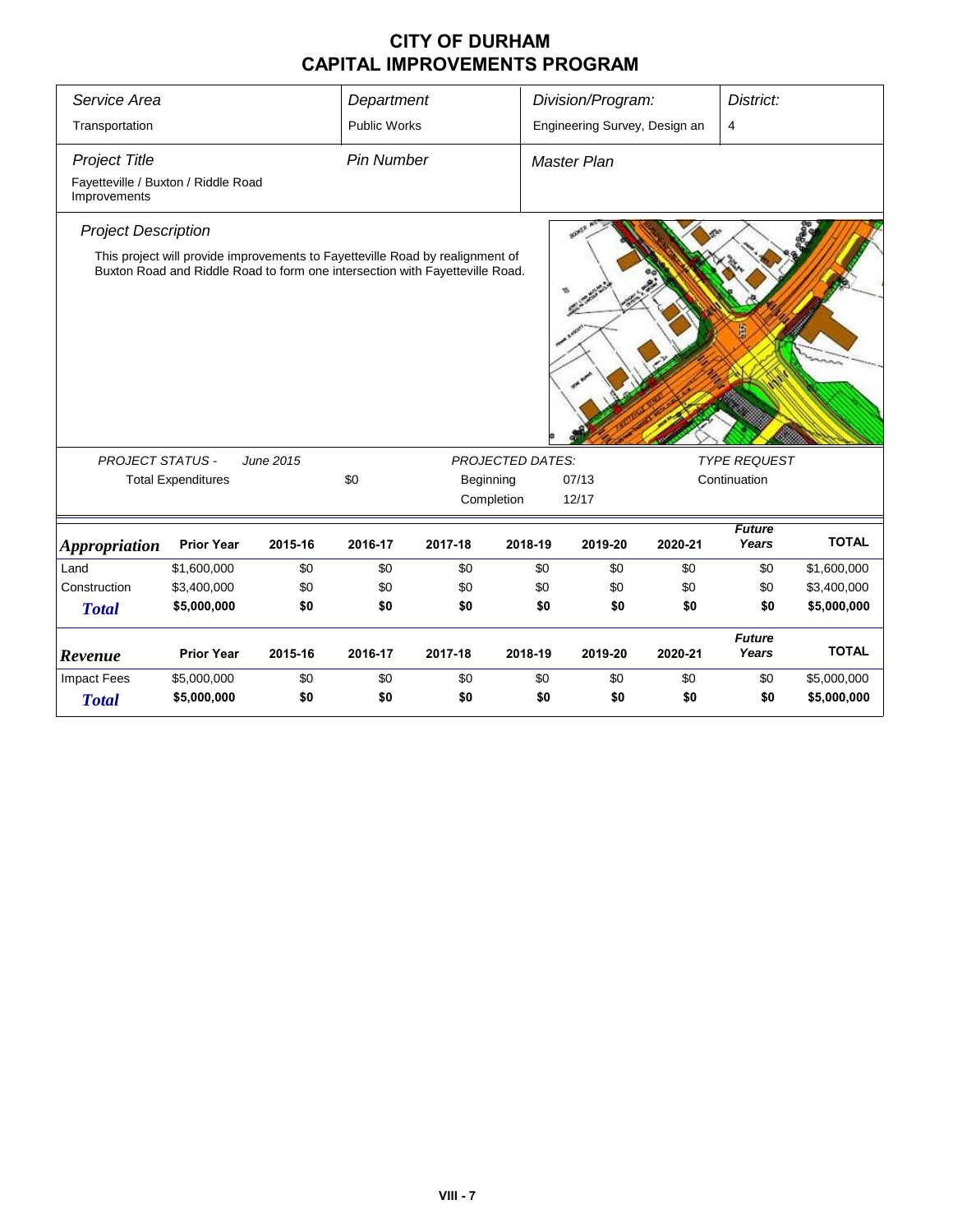# CITY OF DURHAM
# CAPITAL IMPROVEMENTS PROGRAM

| *Service Area* | *Department* | *Division/Program:* | *District:* |
|---|---|---|---|
| Transportation | Public Works | Engineering Survey, Design an | 4 |

| *Project Title* | *Pin Number* | *Master Plan* |
|---|---|---|
| Fayetteville / Buxton / Riddle Road Improvements | | |

*Project Description*

This project will provide improvements to Fayetteville Road by realignment of Buxton Road and Riddle Road to form one intersection with Fayetteville Road.

| *PROJECT STATUS -* | *June 2015* | *PROJECTED DATES:* | | *TYPE REQUEST* |
|---|---|---|---|---|
| Total Expenditures | $0 | Beginning | 07/13 | Continuation |
| | | Completion | 12/17 | |

| ***Appropriation*** | **Prior Year** | **2015-16** | **2016-17** | **2017-18** | **2018-19** | **2019-20** | **2020-21** | ***Future Years*** | **TOTAL** |
|---|---|---|---|---|---|---|---|---|---|
| Land | $1,600,000 | $0 | $0 | $0 | $0 | $0 | $0 | $0 | $1,600,000 |
| Construction | $3,400,000 | $0 | $0 | $0 | $0 | $0 | $0 | $0 | $3,400,000 |
| ***Total*** | **$5,000,000** | **$0** | **$0** | **$0** | **$0** | **$0** | **$0** | **$0** | **$5,000,000** |

| ***Revenue*** | **Prior Year** | **2015-16** | **2016-17** | **2017-18** | **2018-19** | **2019-20** | **2020-21** | ***Future Years*** | **TOTAL** |
|---|---|---|---|---|---|---|---|---|---|
| Impact Fees | $5,000,000 | $0 | $0 | $0 | $0 | $0 | $0 | $0 | $5,000,000 |
| ***Total*** | **$5,000,000** | **$0** | **$0** | **$0** | **$0** | **$0** | **$0** | **$0** | **$5,000,000** |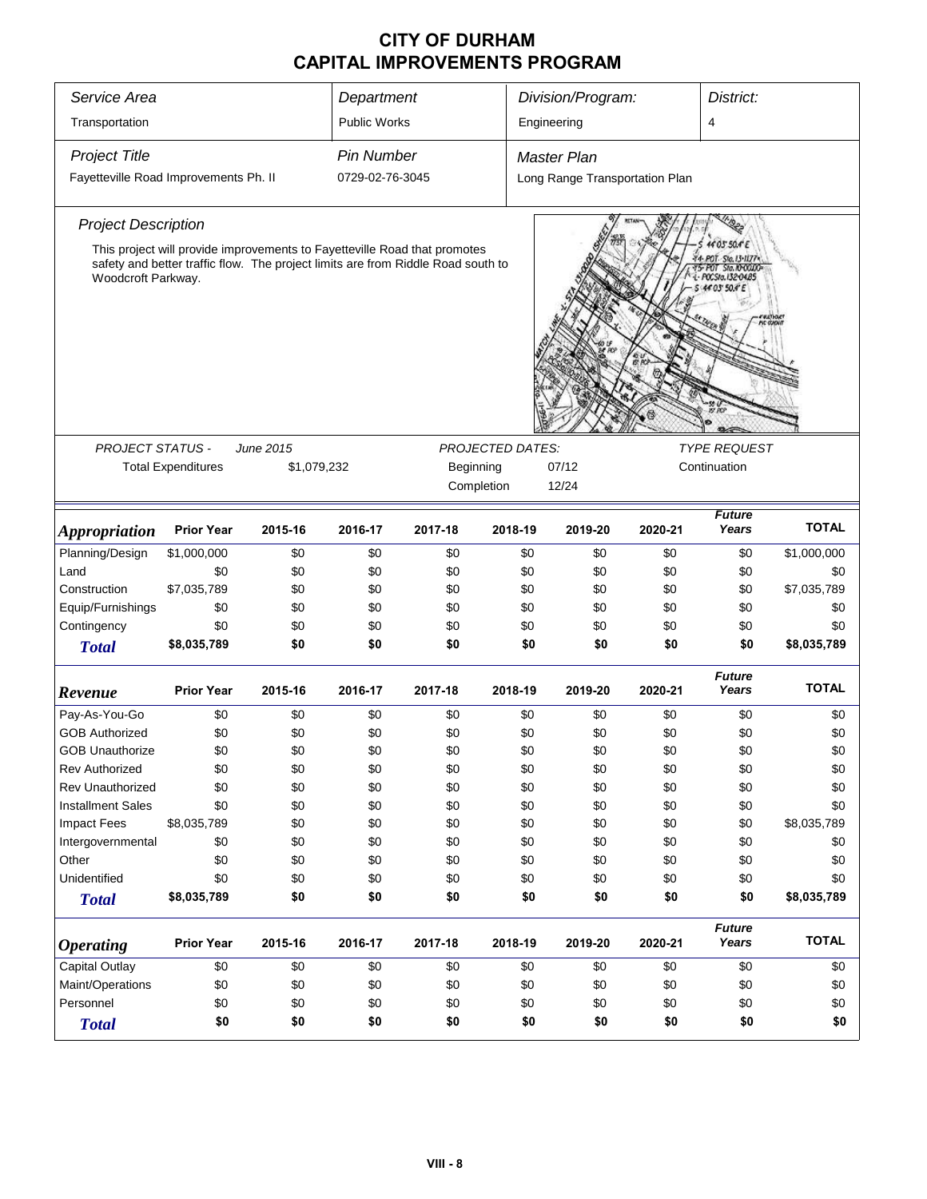# CITY OF DURHAM
# CAPITAL IMPROVEMENTS PROGRAM

| *Service Area* | *Department* | *Division/Program:* | *District:* |
|---|---|---|---|
| Transportation | Public Works | Engineering | 4 |

| *Project Title* | *Pin Number* | *Master Plan* |
|---|---|---|
| Fayetteville Road Improvements Ph. II | 0729-02-76-3045 | Long Range Transportation Plan |

*Project Description*

This project will provide improvements to Fayetteville Road that promotes safety and better traffic flow. The project limits are from Riddle Road south to Woodcroft Parkway.

| *PROJECT STATUS -* | *June 2015* | *PROJECTED DATES:* | | *TYPE REQUEST* |
|---|---|---|---|---|
| Total Expenditures | $1,079,232 | Beginning | 07/12 | Continuation |
| | | Completion | 12/24 | |

| *Appropriation* | Prior Year | 2015-16 | 2016-17 | 2017-18 | 2018-19 | 2019-20 | 2020-21 | *Future Years* | TOTAL |
|---|---|---|---|---|---|---|---|---|---|
| Planning/Design | $1,000,000 | $0 | $0 | $0 | $0 | $0 | $0 | $0 | $1,000,000 |
| Land | $0 | $0 | $0 | $0 | $0 | $0 | $0 | $0 | $0 |
| Construction | $7,035,789 | $0 | $0 | $0 | $0 | $0 | $0 | $0 | $7,035,789 |
| Equip/Furnishings | $0 | $0 | $0 | $0 | $0 | $0 | $0 | $0 | $0 |
| Contingency | $0 | $0 | $0 | $0 | $0 | $0 | $0 | $0 | $0 |
| **Total** | **$8,035,789** | **$0** | **$0** | **$0** | **$0** | **$0** | **$0** | **$0** | **$8,035,789** |

| *Revenue* | Prior Year | 2015-16 | 2016-17 | 2017-18 | 2018-19 | 2019-20 | 2020-21 | *Future Years* | TOTAL |
|---|---|---|---|---|---|---|---|---|---|
| Pay-As-You-Go | $0 | $0 | $0 | $0 | $0 | $0 | $0 | $0 | $0 |
| GOB Authorized | $0 | $0 | $0 | $0 | $0 | $0 | $0 | $0 | $0 |
| GOB Unauthorize | $0 | $0 | $0 | $0 | $0 | $0 | $0 | $0 | $0 |
| Rev Authorized | $0 | $0 | $0 | $0 | $0 | $0 | $0 | $0 | $0 |
| Rev Unauthorized | $0 | $0 | $0 | $0 | $0 | $0 | $0 | $0 | $0 |
| Installment Sales | $0 | $0 | $0 | $0 | $0 | $0 | $0 | $0 | $0 |
| Impact Fees | $8,035,789 | $0 | $0 | $0 | $0 | $0 | $0 | $0 | $8,035,789 |
| Intergovernmental | $0 | $0 | $0 | $0 | $0 | $0 | $0 | $0 | $0 |
| Other | $0 | $0 | $0 | $0 | $0 | $0 | $0 | $0 | $0 |
| Unidentified | $0 | $0 | $0 | $0 | $0 | $0 | $0 | $0 | $0 |
| **Total** | **$8,035,789** | **$0** | **$0** | **$0** | **$0** | **$0** | **$0** | **$0** | **$8,035,789** |

| *Operating* | Prior Year | 2015-16 | 2016-17 | 2017-18 | 2018-19 | 2019-20 | 2020-21 | *Future Years* | TOTAL |
|---|---|---|---|---|---|---|---|---|---|
| Capital Outlay | $0 | $0 | $0 | $0 | $0 | $0 | $0 | $0 | $0 |
| Maint/Operations | $0 | $0 | $0 | $0 | $0 | $0 | $0 | $0 | $0 |
| Personnel | $0 | $0 | $0 | $0 | $0 | $0 | $0 | $0 | $0 |
| **Total** | **$0** | **$0** | **$0** | **$0** | **$0** | **$0** | **$0** | **$0** | **$0** |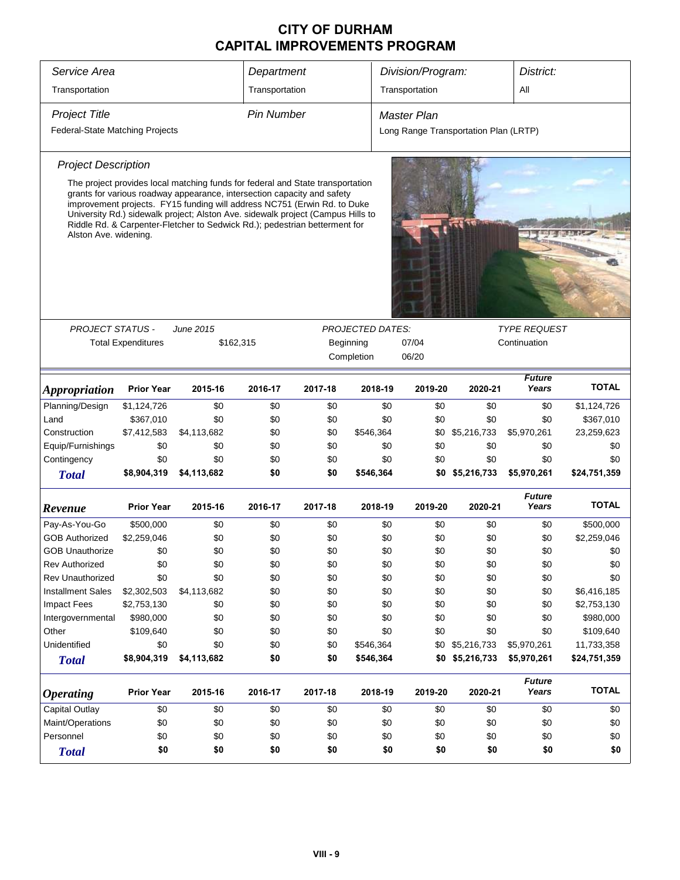# CITY OF DURHAM
## CAPITAL IMPROVEMENTS PROGRAM

| *Service Area* | *Department* | *Division/Program:* | *District:* |
|---|---|---|---|
| Transportation | Transportation | Transportation | All |

| *Project Title* | *Pin Number* | *Master Plan* |
|---|---|---|
| Federal-State Matching Projects | | Long Range Transportation Plan (LRTP) |

*Project Description*

The project provides local matching funds for federal and State transportation grants for various roadway appearance, intersection capacity and safety improvement projects. FY15 funding will address NC751 (Erwin Rd. to Duke University Rd.) sidewalk project; Alston Ave. sidewalk project (Campus Hills to Riddle Rd. & Carpenter-Fletcher to Sedwick Rd.); pedestrian betterment for Alston Ave. widening.

PROJECT STATUS - June 2015

Total Expenditures $162,315

PROJECTED DATES:

Beginning 07/04

Completion 06/20

TYPE REQUEST

Continuation

| *Appropriation* | Prior Year | 2015-16 | 2016-17 | 2017-18 | 2018-19 | 2019-20 | 2020-21 | Future Years | TOTAL |
|---|---|---|---|---|---|---|---|---|---|
| Planning/Design | $1,124,726 | $0 | $0 | $0 | $0 | $0 | $0 | $0 | $1,124,726 |
| Land | $367,010 | $0 | $0 | $0 | $0 | $0 | $0 | $0 | $367,010 |
| Construction | $7,412,583 | $4,113,682 | $0 | $0 | $546,364 | $0 | $5,216,733 | $5,970,261 | 23,259,623 |
| Equip/Furnishings | $0 | $0 | $0 | $0 | $0 | $0 | $0 | $0 | $0 |
| Contingency | $0 | $0 | $0 | $0 | $0 | $0 | $0 | $0 | $0 |
| **Total** | **$8,904,319** | **$4,113,682** | **$0** | **$0** | **$546,364** | **$0** | **$5,216,733** | **$5,970,261** | **$24,751,359** |

| *Revenue* | Prior Year | 2015-16 | 2016-17 | 2017-18 | 2018-19 | 2019-20 | 2020-21 | Future Years | TOTAL |
|---|---|---|---|---|---|---|---|---|---|
| Pay-As-You-Go | $500,000 | $0 | $0 | $0 | $0 | $0 | $0 | $0 | $500,000 |
| GOB Authorized | $2,259,046 | $0 | $0 | $0 | $0 | $0 | $0 | $0 | $2,259,046 |
| GOB Unauthorize | $0 | $0 | $0 | $0 | $0 | $0 | $0 | $0 | $0 |
| Rev Authorized | $0 | $0 | $0 | $0 | $0 | $0 | $0 | $0 | $0 |
| Rev Unauthorized | $0 | $0 | $0 | $0 | $0 | $0 | $0 | $0 | $0 |
| Installment Sales | $2,302,503 | $4,113,682 | $0 | $0 | $0 | $0 | $0 | $0 | $6,416,185 |
| Impact Fees | $2,753,130 | $0 | $0 | $0 | $0 | $0 | $0 | $0 | $2,753,130 |
| Intergovernmental | $980,000 | $0 | $0 | $0 | $0 | $0 | $0 | $0 | $980,000 |
| Other | $109,640 | $0 | $0 | $0 | $0 | $0 | $0 | $0 | $109,640 |
| Unidentified | $0 | $0 | $0 | $0 | $546,364 | $0 | $5,216,733 | $5,970,261 | 11,733,358 |
| **Total** | **$8,904,319** | **$4,113,682** | **$0** | **$0** | **$546,364** | **$0** | **$5,216,733** | **$5,970,261** | **$24,751,359** |

| *Operating* | Prior Year | 2015-16 | 2016-17 | 2017-18 | 2018-19 | 2019-20 | 2020-21 | Future Years | TOTAL |
|---|---|---|---|---|---|---|---|---|---|
| Capital Outlay | $0 | $0 | $0 | $0 | $0 | $0 | $0 | $0 | $0 |
| Maint/Operations | $0 | $0 | $0 | $0 | $0 | $0 | $0 | $0 | $0 |
| Personnel | $0 | $0 | $0 | $0 | $0 | $0 | $0 | $0 | $0 |
| **Total** | **$0** | **$0** | **$0** | **$0** | **$0** | **$0** | **$0** | **$0** | **$0** |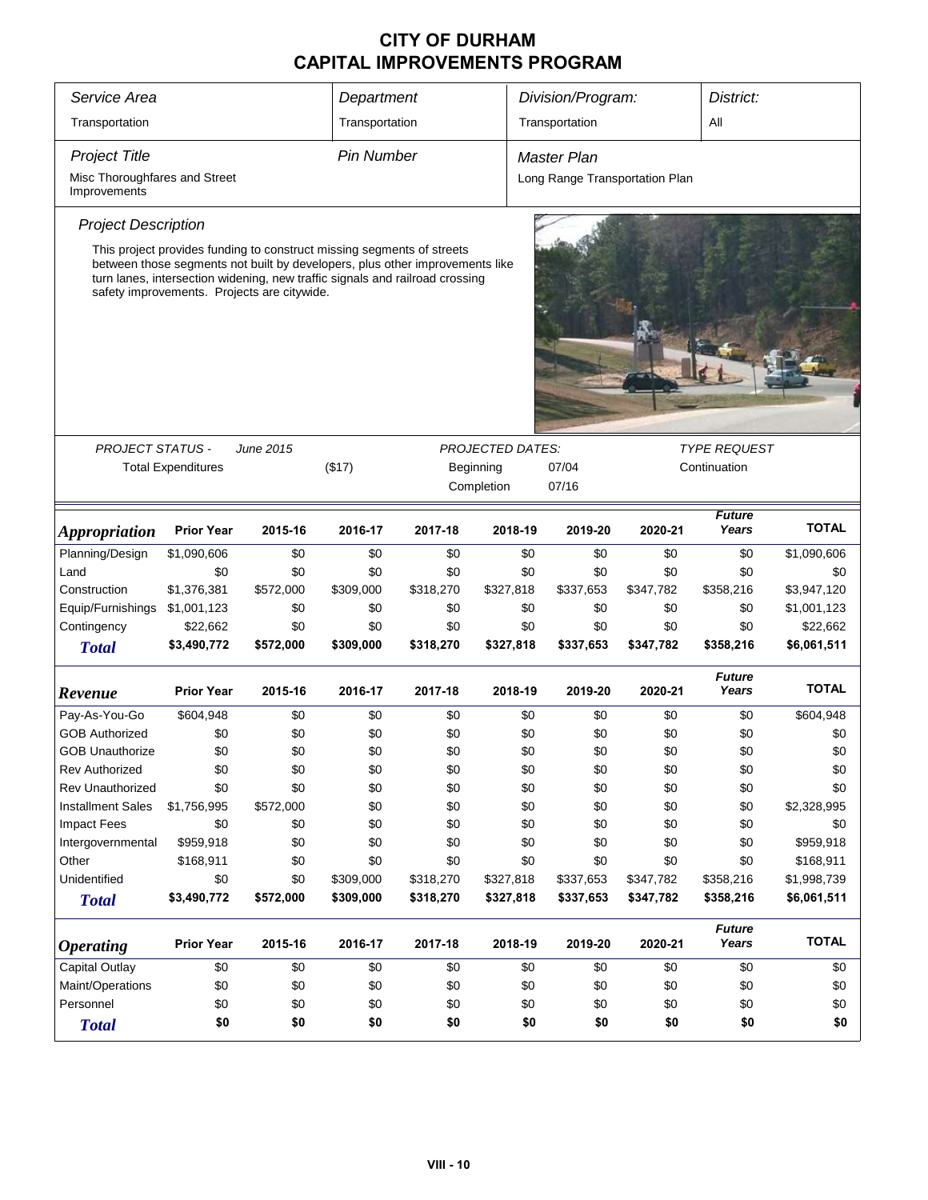# CITY OF DURHAM
## CAPITAL IMPROVEMENTS PROGRAM

| *Service Area* | *Department* | *Division/Program:* | *District:* |
|---|---|---|---|
| Transportation | Transportation | Transportation | All |

| *Project Title* | *Pin Number* | *Master Plan* |
|---|---|---|
| Misc Thoroughfares and Street Improvements | | Long Range Transportation Plan |

*Project Description*

This project provides funding to construct missing segments of streets between those segments not built by developers, plus other improvements like turn lanes, intersection widening, new traffic signals and railroad crossing safety improvements. Projects are citywide.

| *PROJECT STATUS -* | *June 2015* | *PROJECTED DATES:* | | *TYPE REQUEST* |
|---|---|---|---|---|
| Total Expenditures | ($17) | Beginning | 07/04 | Continuation |
| | | Completion | 07/16 | |

| *Appropriation* | Prior Year | 2015-16 | 2016-17 | 2017-18 | 2018-19 | 2019-20 | 2020-21 | *Future Years* | TOTAL |
|---|---|---|---|---|---|---|---|---|---|
| Planning/Design | $1,090,606 | $0 | $0 | $0 | $0 | $0 | $0 | $0 | $1,090,606 |
| Land | $0 | $0 | $0 | $0 | $0 | $0 | $0 | $0 | $0 |
| Construction | $1,376,381 | $572,000 | $309,000 | $318,270 | $327,818 | $337,653 | $347,782 | $358,216 | $3,947,120 |
| Equip/Furnishings | $1,001,123 | $0 | $0 | $0 | $0 | $0 | $0 | $0 | $1,001,123 |
| Contingency | $22,662 | $0 | $0 | $0 | $0 | $0 | $0 | $0 | $22,662 |
| ***Total*** | **$3,490,772** | **$572,000** | **$309,000** | **$318,270** | **$327,818** | **$337,653** | **$347,782** | **$358,216** | **$6,061,511** |

| *Revenue* | Prior Year | 2015-16 | 2016-17 | 2017-18 | 2018-19 | 2019-20 | 2020-21 | *Future Years* | TOTAL |
|---|---|---|---|---|---|---|---|---|---|
| Pay-As-You-Go | $604,948 | $0 | $0 | $0 | $0 | $0 | $0 | $0 | $604,948 |
| GOB Authorized | $0 | $0 | $0 | $0 | $0 | $0 | $0 | $0 | $0 |
| GOB Unauthorize | $0 | $0 | $0 | $0 | $0 | $0 | $0 | $0 | $0 |
| Rev Authorized | $0 | $0 | $0 | $0 | $0 | $0 | $0 | $0 | $0 |
| Rev Unauthorized | $0 | $0 | $0 | $0 | $0 | $0 | $0 | $0 | $0 |
| Installment Sales | $1,756,995 | $572,000 | $0 | $0 | $0 | $0 | $0 | $0 | $2,328,995 |
| Impact Fees | $0 | $0 | $0 | $0 | $0 | $0 | $0 | $0 | $0 |
| Intergovernmental | $959,918 | $0 | $0 | $0 | $0 | $0 | $0 | $0 | $959,918 |
| Other | $168,911 | $0 | $0 | $0 | $0 | $0 | $0 | $0 | $168,911 |
| Unidentified | $0 | $0 | $309,000 | $318,270 | $327,818 | $337,653 | $347,782 | $358,216 | $1,998,739 |
| ***Total*** | **$3,490,772** | **$572,000** | **$309,000** | **$318,270** | **$327,818** | **$337,653** | **$347,782** | **$358,216** | **$6,061,511** |

| *Operating* | Prior Year | 2015-16 | 2016-17 | 2017-18 | 2018-19 | 2019-20 | 2020-21 | *Future Years* | TOTAL |
|---|---|---|---|---|---|---|---|---|---|
| Capital Outlay | $0 | $0 | $0 | $0 | $0 | $0 | $0 | $0 | $0 |
| Maint/Operations | $0 | $0 | $0 | $0 | $0 | $0 | $0 | $0 | $0 |
| Personnel | $0 | $0 | $0 | $0 | $0 | $0 | $0 | $0 | $0 |
| ***Total*** | **$0** | **$0** | **$0** | **$0** | **$0** | **$0** | **$0** | **$0** | **$0** |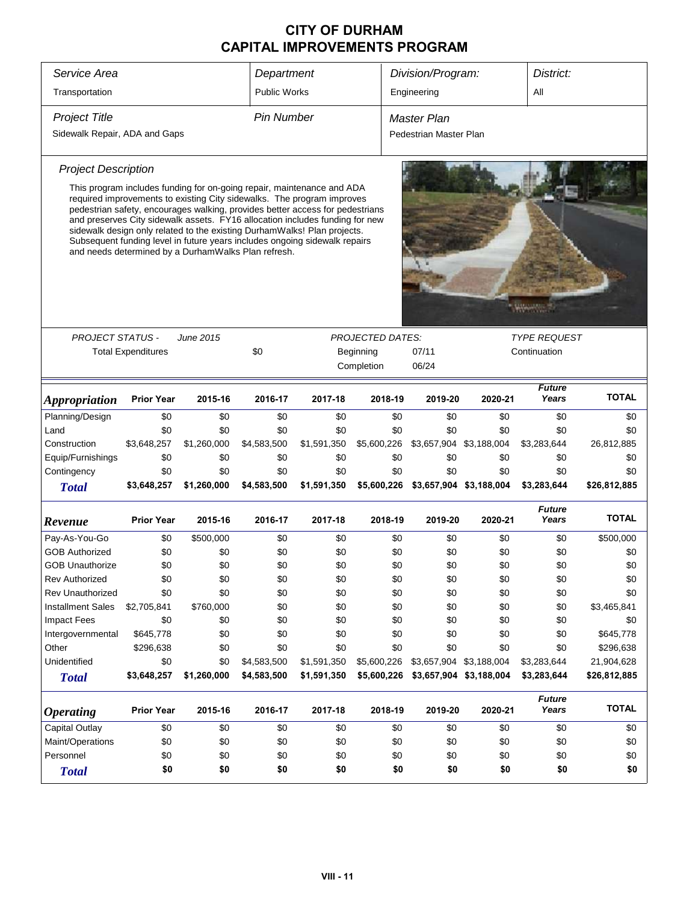# CITY OF DURHAM
## CAPITAL IMPROVEMENTS PROGRAM

| Service Area | Department | Division/Program: | District: |
|---|---|---|---|
| Transportation | Public Works | Engineering | All |

| Project Title | Pin Number | Master Plan |
|---|---|---|
| Sidewalk Repair, ADA and Gaps | | Pedestrian Master Plan |

### Project Description

This program includes funding for on-going repair, maintenance and ADA required improvements to existing City sidewalks. The program improves pedestrian safety, encourages walking, provides better access for pedestrians and preserves City sidewalk assets. FY16 allocation includes funding for new sidewalk design only related to the existing DurhamWalks! Plan projects. Subsequent funding level in future years includes ongoing sidewalk repairs and needs determined by a DurhamWalks Plan refresh.

| PROJECT STATUS - June 2015 | | PROJECTED DATES: | | TYPE REQUEST |
|---|---|---|---|---|
| Total Expenditures | $0 | Beginning | 07/11 | Continuation |
| | | Completion | 06/24 | |

| Appropriation | Prior Year | 2015-16 | 2016-17 | 2017-18 | 2018-19 | 2019-20 | 2020-21 | Future Years | TOTAL |
|---|---|---|---|---|---|---|---|---|---|
| Planning/Design | $0 | $0 | $0 | $0 | $0 | $0 | $0 | $0 | $0 |
| Land | $0 | $0 | $0 | $0 | $0 | $0 | $0 | $0 | $0 |
| Construction | $3,648,257 | $1,260,000 | $4,583,500 | $1,591,350 | $5,600,226 | $3,657,904 | $3,188,004 | $3,283,644 | 26,812,885 |
| Equip/Furnishings | $0 | $0 | $0 | $0 | $0 | $0 | $0 | $0 | $0 |
| Contingency | $0 | $0 | $0 | $0 | $0 | $0 | $0 | $0 | $0 |
| **Total** | **$3,648,257** | **$1,260,000** | **$4,583,500** | **$1,591,350** | **$5,600,226** | **$3,657,904** | **$3,188,004** | **$3,283,644** | **$26,812,885** |

| Revenue | Prior Year | 2015-16 | 2016-17 | 2017-18 | 2018-19 | 2019-20 | 2020-21 | Future Years | TOTAL |
|---|---|---|---|---|---|---|---|---|---|
| Pay-As-You-Go | $0 | $500,000 | $0 | $0 | $0 | $0 | $0 | $0 | $500,000 |
| GOB Authorized | $0 | $0 | $0 | $0 | $0 | $0 | $0 | $0 | $0 |
| GOB Unauthorize | $0 | $0 | $0 | $0 | $0 | $0 | $0 | $0 | $0 |
| Rev Authorized | $0 | $0 | $0 | $0 | $0 | $0 | $0 | $0 | $0 |
| Rev Unauthorized | $0 | $0 | $0 | $0 | $0 | $0 | $0 | $0 | $0 |
| Installment Sales | $2,705,841 | $760,000 | $0 | $0 | $0 | $0 | $0 | $0 | $3,465,841 |
| Impact Fees | $0 | $0 | $0 | $0 | $0 | $0 | $0 | $0 | $0 |
| Intergovernmental | $645,778 | $0 | $0 | $0 | $0 | $0 | $0 | $0 | $645,778 |
| Other | $296,638 | $0 | $0 | $0 | $0 | $0 | $0 | $0 | $296,638 |
| Unidentified | $0 | $0 | $4,583,500 | $1,591,350 | $5,600,226 | $3,657,904 | $3,188,004 | $3,283,644 | 21,904,628 |
| **Total** | **$3,648,257** | **$1,260,000** | **$4,583,500** | **$1,591,350** | **$5,600,226** | **$3,657,904** | **$3,188,004** | **$3,283,644** | **$26,812,885** |

| Operating | Prior Year | 2015-16 | 2016-17 | 2017-18 | 2018-19 | 2019-20 | 2020-21 | Future Years | TOTAL |
|---|---|---|---|---|---|---|---|---|---|
| Capital Outlay | $0 | $0 | $0 | $0 | $0 | $0 | $0 | $0 | $0 |
| Maint/Operations | $0 | $0 | $0 | $0 | $0 | $0 | $0 | $0 | $0 |
| Personnel | $0 | $0 | $0 | $0 | $0 | $0 | $0 | $0 | $0 |
| **Total** | **$0** | **$0** | **$0** | **$0** | **$0** | **$0** | **$0** | **$0** | **$0** |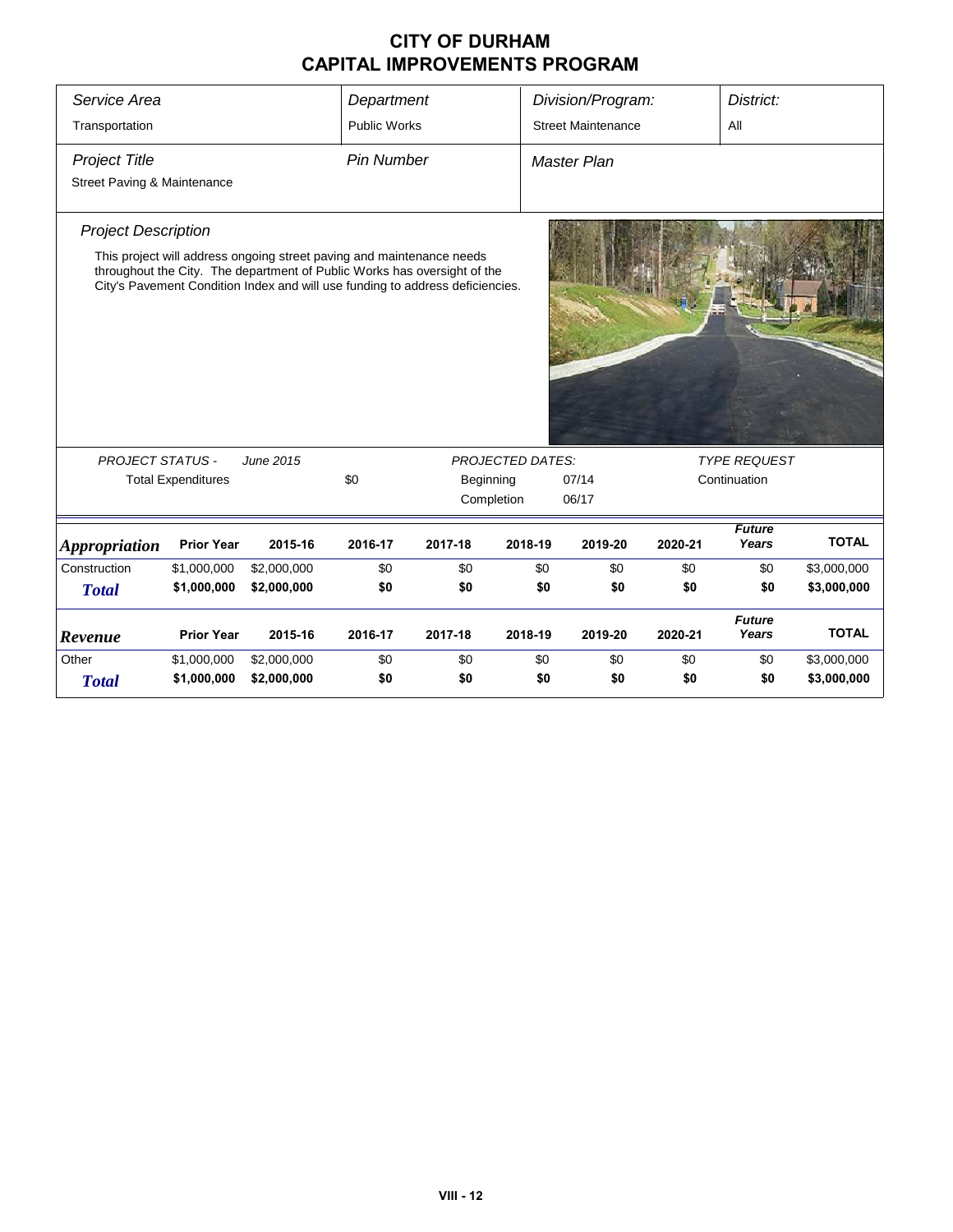# CITY OF DURHAM
# CAPITAL IMPROVEMENTS PROGRAM

| *Service Area* | *Department* | *Division/Program:* | *District:* |
|---|---|---|---|
| Transportation | Public Works | Street Maintenance | All |

| *Project Title* | *Pin Number* | *Master Plan* |
|---|---|---|
| Street Paving & Maintenance | | |

*Project Description*

This project will address ongoing street paving and maintenance needs throughout the City. The department of Public Works has oversight of the City's Pavement Condition Index and will use funding to address deficiencies.

| *PROJECT STATUS -* | *June 2015* | *PROJECTED DATES:* | | *TYPE REQUEST* |
|---|---|---|---|---|
| Total Expenditures | $0 | Beginning | 07/14 | Continuation |
| | | Completion | 06/17 | |

| *Appropriation* | Prior Year | 2015-16 | 2016-17 | 2017-18 | 2018-19 | 2019-20 | 2020-21 | *Future Years* | TOTAL |
|---|---|---|---|---|---|---|---|---|---|
| Construction | $1,000,000 | $2,000,000 | $0 | $0 | $0 | $0 | $0 | $0 | $3,000,000 |
| ***Total*** | **$1,000,000** | **$2,000,000** | **$0** | **$0** | **$0** | **$0** | **$0** | **$0** | **$3,000,000** |

| *Revenue* | Prior Year | 2015-16 | 2016-17 | 2017-18 | 2018-19 | 2019-20 | 2020-21 | *Future Years* | TOTAL |
|---|---|---|---|---|---|---|---|---|---|
| Other | $1,000,000 | $2,000,000 | $0 | $0 | $0 | $0 | $0 | $0 | $3,000,000 |
| ***Total*** | **$1,000,000** | **$2,000,000** | **$0** | **$0** | **$0** | **$0** | **$0** | **$0** | **$3,000,000** |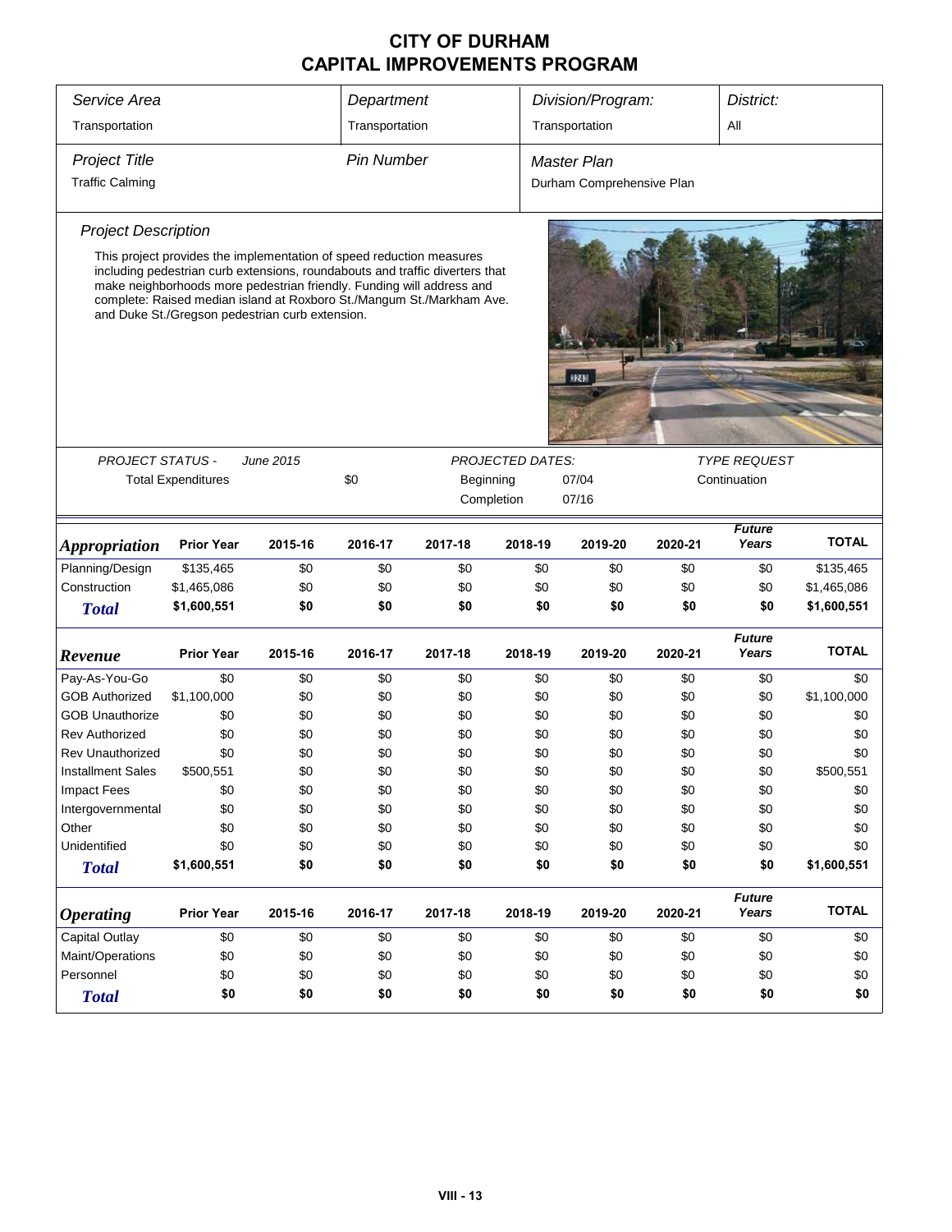# CITY OF DURHAM
# CAPITAL IMPROVEMENTS PROGRAM

| Service Area | Department | Division/Program: | District: |
|---|---|---|---|
| Transportation | Transportation | Transportation | All |

| Project Title | Pin Number | Master Plan |
|---|---|---|
| Traffic Calming | | Durham Comprehensive Plan |

*Project Description*

This project provides the implementation of speed reduction measures including pedestrian curb extensions, roundabouts and traffic diverters that make neighborhoods more pedestrian friendly. Funding will address and complete: Raised median island at Roxboro St./Mangum St./Markham Ave. and Duke St./Gregson pedestrian curb extension.

| PROJECT STATUS - June 2015 | | PROJECTED DATES: | | TYPE REQUEST |
|---|---|---|---|---|
| Total Expenditures | $0 | Beginning | 07/04 | Continuation |
| | | Completion | 07/16 | |

| Appropriation | Prior Year | 2015-16 | 2016-17 | 2017-18 | 2018-19 | 2019-20 | 2020-21 | Future Years | TOTAL |
|---|---|---|---|---|---|---|---|---|---|
| Planning/Design | $135,465 | $0 | $0 | $0 | $0 | $0 | $0 | $0 | $135,465 |
| Construction | $1,465,086 | $0 | $0 | $0 | $0 | $0 | $0 | $0 | $1,465,086 |
| **Total** | **$1,600,551** | **$0** | **$0** | **$0** | **$0** | **$0** | **$0** | **$0** | **$1,600,551** |

| Revenue | Prior Year | 2015-16 | 2016-17 | 2017-18 | 2018-19 | 2019-20 | 2020-21 | Future Years | TOTAL |
|---|---|---|---|---|---|---|---|---|---|
| Pay-As-You-Go | $0 | $0 | $0 | $0 | $0 | $0 | $0 | $0 | $0 |
| GOB Authorized | $1,100,000 | $0 | $0 | $0 | $0 | $0 | $0 | $0 | $1,100,000 |
| GOB Unauthorize | $0 | $0 | $0 | $0 | $0 | $0 | $0 | $0 | $0 |
| Rev Authorized | $0 | $0 | $0 | $0 | $0 | $0 | $0 | $0 | $0 |
| Rev Unauthorized | $0 | $0 | $0 | $0 | $0 | $0 | $0 | $0 | $0 |
| Installment Sales | $500,551 | $0 | $0 | $0 | $0 | $0 | $0 | $0 | $500,551 |
| Impact Fees | $0 | $0 | $0 | $0 | $0 | $0 | $0 | $0 | $0 |
| Intergovernmental | $0 | $0 | $0 | $0 | $0 | $0 | $0 | $0 | $0 |
| Other | $0 | $0 | $0 | $0 | $0 | $0 | $0 | $0 | $0 |
| Unidentified | $0 | $0 | $0 | $0 | $0 | $0 | $0 | $0 | $0 |
| **Total** | **$1,600,551** | **$0** | **$0** | **$0** | **$0** | **$0** | **$0** | **$0** | **$1,600,551** |

| Operating | Prior Year | 2015-16 | 2016-17 | 2017-18 | 2018-19 | 2019-20 | 2020-21 | Future Years | TOTAL |
|---|---|---|---|---|---|---|---|---|---|
| Capital Outlay | $0 | $0 | $0 | $0 | $0 | $0 | $0 | $0 | $0 |
| Maint/Operations | $0 | $0 | $0 | $0 | $0 | $0 | $0 | $0 | $0 |
| Personnel | $0 | $0 | $0 | $0 | $0 | $0 | $0 | $0 | $0 |
| **Total** | **$0** | **$0** | **$0** | **$0** | **$0** | **$0** | **$0** | **$0** | **$0** |